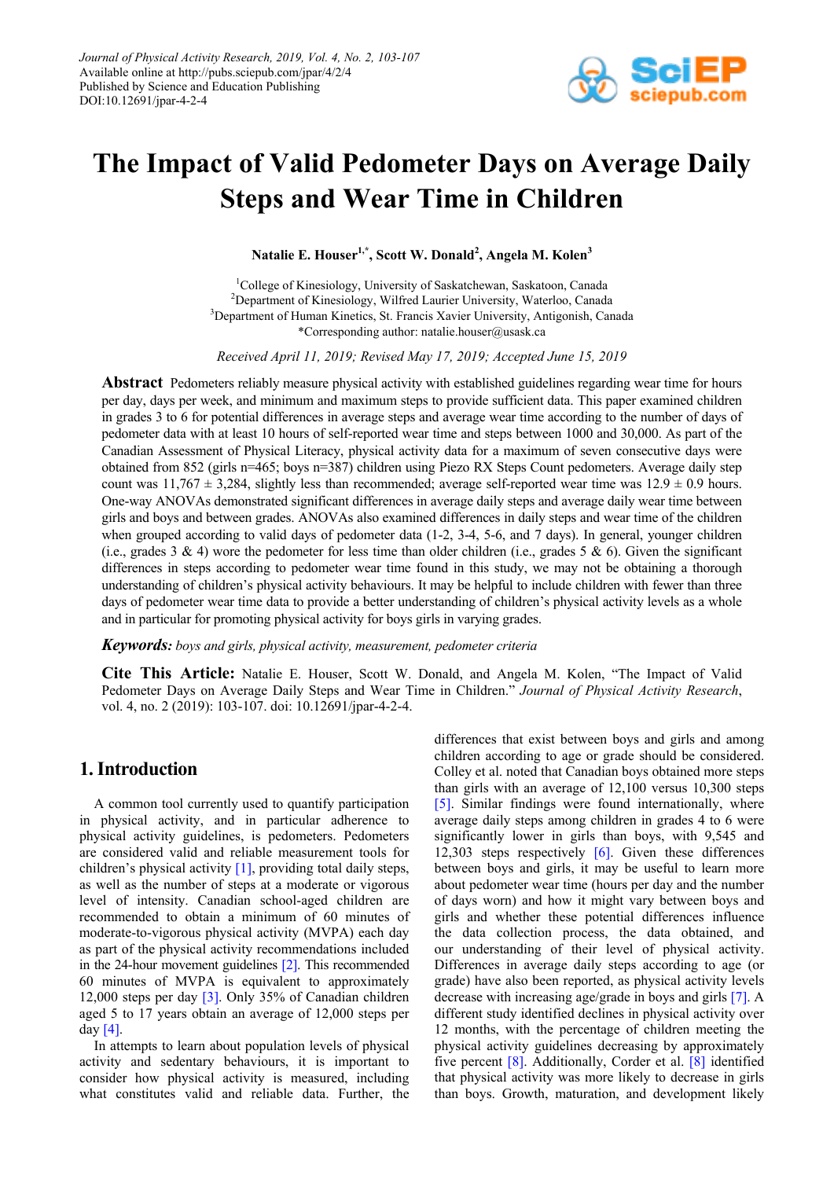# The Impact of Valid Pedometer Days on Average Daily Steps and Wear Time in Children

**Natalie E. Houser[1,*], Scott W. Donald[2], Angela M. Kolen[3]**

[1]College of Kinesiology, University of Saskatchewan, Saskatoon, Canada
[2]Department of Kinesiology, Wilfred Laurier University, Waterloo, Canada
[3]Department of Human Kinetics, St. Francis Xavier University, Antigonish, Canada
*Corresponding author: natalie.houser@usask.ca

*Received April 11, 2019; Revised May 17, 2019; Accepted June 15, 2019*

**Abstract** Pedometers reliably measure physical activity with established guidelines regarding wear time for hours per day, days per week, and minimum and maximum steps to provide sufficient data. This paper examined children in grades 3 to 6 for potential differences in average steps and average wear time according to the number of days of pedometer data with at least 10 hours of self-reported wear time and steps between 1000 and 30,000. As part of the Canadian Assessment of Physical Literacy, physical activity data for a maximum of seven consecutive days were obtained from 852 (girls n=465; boys n=387) children using Piezo RX Steps Count pedometers. Average daily step count was 11,767 ± 3,284, slightly less than recommended; average self-reported wear time was 12.9 ± 0.9 hours. One-way ANOVAs demonstrated significant differences in average daily steps and average daily wear time between girls and boys and between grades. ANOVAs also examined differences in daily steps and wear time of the children when grouped according to valid days of pedometer data (1-2, 3-4, 5-6, and 7 days). In general, younger children (i.e., grades 3 & 4) wore the pedometer for less time than older children (i.e., grades 5 & 6). Given the significant differences in steps according to pedometer wear time found in this study, we may not be obtaining a thorough understanding of children's physical activity behaviours. It may be helpful to include children with fewer than three days of pedometer wear time data to provide a better understanding of children's physical activity levels as a whole and in particular for promoting physical activity for boys girls in varying grades.

***Keywords:*** *boys and girls, physical activity, measurement, pedometer criteria*

**Cite This Article:** Natalie E. Houser, Scott W. Donald, and Angela M. Kolen, "The Impact of Valid Pedometer Days on Average Daily Steps and Wear Time in Children." *Journal of Physical Activity Research*, vol. 4, no. 2 (2019): 103-107. doi: 10.12691/jpar-4-2-4.

## 1. Introduction

A common tool currently used to quantify participation in physical activity, and in particular adherence to physical activity guidelines, is pedometers. Pedometers are considered valid and reliable measurement tools for children's physical activity [1], providing total daily steps, as well as the number of steps at a moderate or vigorous level of intensity. Canadian school-aged children are recommended to obtain a minimum of 60 minutes of moderate-to-vigorous physical activity (MVPA) each day as part of the physical activity recommendations included in the 24-hour movement guidelines [2]. This recommended 60 minutes of MVPA is equivalent to approximately 12,000 steps per day [3]. Only 35% of Canadian children aged 5 to 17 years obtain an average of 12,000 steps per day [4].

In attempts to learn about population levels of physical activity and sedentary behaviours, it is important to consider how physical activity is measured, including what constitutes valid and reliable data. Further, the differences that exist between boys and girls and among children according to age or grade should be considered. Colley et al. noted that Canadian boys obtained more steps than girls with an average of 12,100 versus 10,300 steps [5]. Similar findings were found internationally, where average daily steps among children in grades 4 to 6 were significantly lower in girls than boys, with 9,545 and 12,303 steps respectively [6]. Given these differences between boys and girls, it may be useful to learn more about pedometer wear time (hours per day and the number of days worn) and how it might vary between boys and girls and whether these potential differences influence the data collection process, the data obtained, and our understanding of their level of physical activity. Differences in average daily steps according to age (or grade) have also been reported, as physical activity levels decrease with increasing age/grade in boys and girls [7]. A different study identified declines in physical activity over 12 months, with the percentage of children meeting the physical activity guidelines decreasing by approximately five percent [8]. Additionally, Corder et al. [8] identified that physical activity was more likely to decrease in girls than boys. Growth, maturation, and development likely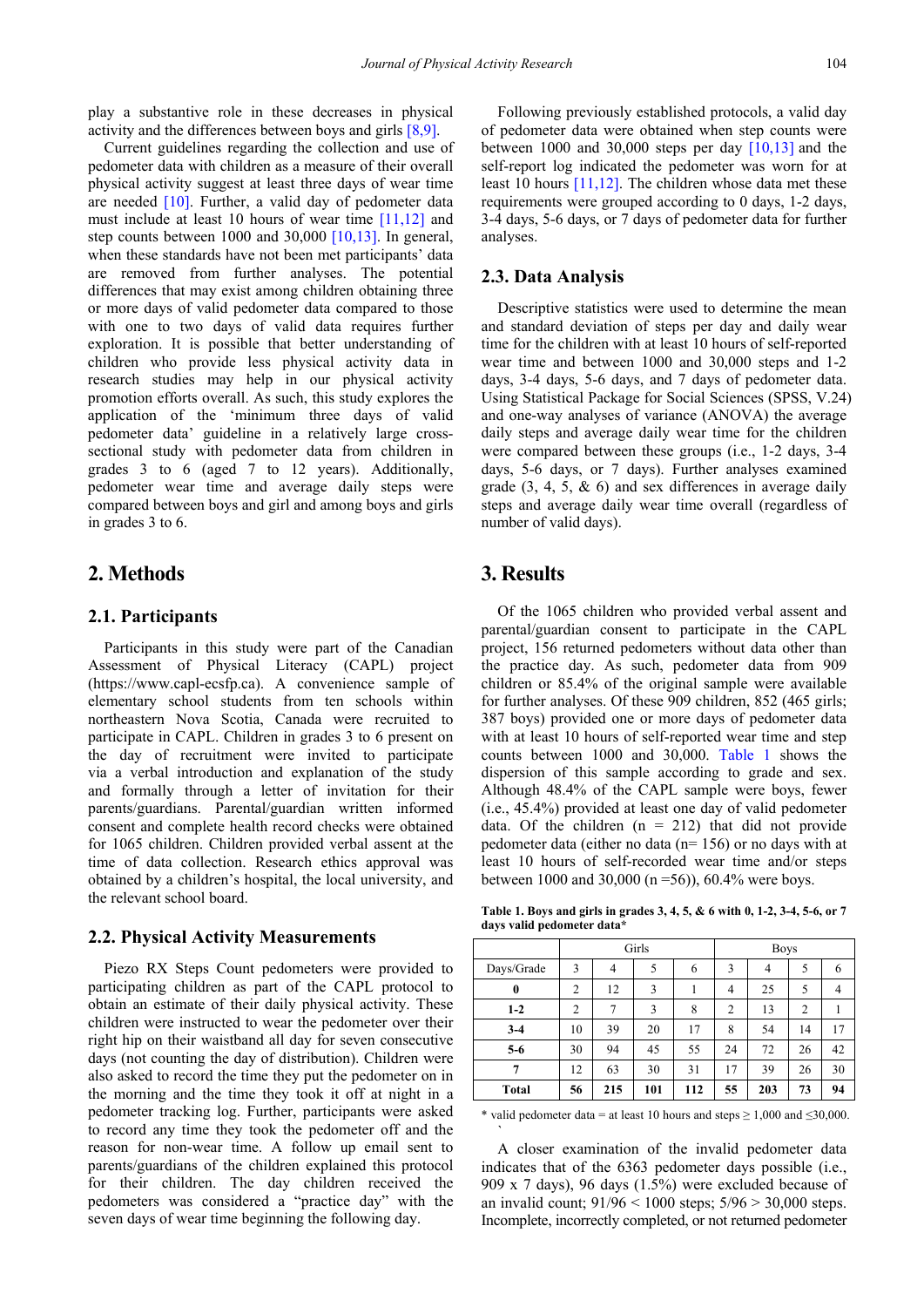play a substantive role in these decreases in physical activity and the differences between boys and girls [8,9].

Current guidelines regarding the collection and use of pedometer data with children as a measure of their overall physical activity suggest at least three days of wear time are needed [10]. Further, a valid day of pedometer data must include at least 10 hours of wear time [11,12] and step counts between 1000 and 30,000 [10,13]. In general, when these standards have not been met participants' data are removed from further analyses. The potential differences that may exist among children obtaining three or more days of valid pedometer data compared to those with one to two days of valid data requires further exploration. It is possible that better understanding of children who provide less physical activity data in research studies may help in our physical activity promotion efforts overall. As such, this study explores the application of the 'minimum three days of valid pedometer data' guideline in a relatively large cross-sectional study with pedometer data from children in grades 3 to 6 (aged 7 to 12 years). Additionally, pedometer wear time and average daily steps were compared between boys and girl and among boys and girls in grades 3 to 6.

## 2. Methods

### 2.1. Participants

Participants in this study were part of the Canadian Assessment of Physical Literacy (CAPL) project (https://www.capl-ecsfp.ca). A convenience sample of elementary school students from ten schools within northeastern Nova Scotia, Canada were recruited to participate in CAPL. Children in grades 3 to 6 present on the day of recruitment were invited to participate via a verbal introduction and explanation of the study and formally through a letter of invitation for their parents/guardians. Parental/guardian written informed consent and complete health record checks were obtained for 1065 children. Children provided verbal assent at the time of data collection. Research ethics approval was obtained by a children's hospital, the local university, and the relevant school board.

### 2.2. Physical Activity Measurements

Piezo RX Steps Count pedometers were provided to participating children as part of the CAPL protocol to obtain an estimate of their daily physical activity. These children were instructed to wear the pedometer over their right hip on their waistband all day for seven consecutive days (not counting the day of distribution). Children were also asked to record the time they put the pedometer on in the morning and the time they took it off at night in a pedometer tracking log. Further, participants were asked to record any time they took the pedometer off and the reason for non-wear time. A follow up email sent to parents/guardians of the children explained this protocol for their children. The day children received the pedometers was considered a "practice day" with the seven days of wear time beginning the following day.

Following previously established protocols, a valid day of pedometer data were obtained when step counts were between 1000 and 30,000 steps per day [10,13] and the self-report log indicated the pedometer was worn for at least 10 hours [11,12]. The children whose data met these requirements were grouped according to 0 days, 1-2 days, 3-4 days, 5-6 days, or 7 days of pedometer data for further analyses.

### 2.3. Data Analysis

Descriptive statistics were used to determine the mean and standard deviation of steps per day and daily wear time for the children with at least 10 hours of self-reported wear time and between 1000 and 30,000 steps and 1-2 days, 3-4 days, 5-6 days, and 7 days of pedometer data. Using Statistical Package for Social Sciences (SPSS, V.24) and one-way analyses of variance (ANOVA) the average daily steps and average daily wear time for the children were compared between these groups (i.e., 1-2 days, 3-4 days, 5-6 days, or 7 days). Further analyses examined grade (3, 4, 5, & 6) and sex differences in average daily steps and average daily wear time overall (regardless of number of valid days).

## 3. Results

Of the 1065 children who provided verbal assent and parental/guardian consent to participate in the CAPL project, 156 returned pedometers without data other than the practice day. As such, pedometer data from 909 children or 85.4% of the original sample were available for further analyses. Of these 909 children, 852 (465 girls; 387 boys) provided one or more days of pedometer data with at least 10 hours of self-reported wear time and step counts between 1000 and 30,000. Table 1 shows the dispersion of this sample according to grade and sex. Although 48.4% of the CAPL sample were boys, fewer (i.e., 45.4%) provided at least one day of valid pedometer data. Of the children (n = 212) that did not provide pedometer data (either no data (n= 156) or no days with at least 10 hours of self-recorded wear time and/or steps between 1000 and 30,000 (n =56)), 60.4% were boys.

**Table 1. Boys and girls in grades 3, 4, 5, & 6 with 0, 1-2, 3-4, 5-6, or 7 days valid pedometer data***

| | Girls | | | | Boys | | | |
|---|---|---|---|---|---|---|---|---|
| Days/Grade | 3 | 4 | 5 | 6 | 3 | 4 | 5 | 6 |
| **0** | 2 | 12 | 3 | 1 | 4 | 25 | 5 | 4 |
| **1-2** | 2 | 7 | 3 | 8 | 2 | 13 | 2 | 1 |
| **3-4** | 10 | 39 | 20 | 17 | 8 | 54 | 14 | 17 |
| **5-6** | 30 | 94 | 45 | 55 | 24 | 72 | 26 | 42 |
| **7** | 12 | 63 | 30 | 31 | 17 | 39 | 26 | 30 |
| **Total** | **56** | **215** | **101** | **112** | **55** | **203** | **73** | **94** |

\* valid pedometer data = at least 10 hours and steps ≥ 1,000 and ≤30,000.

A closer examination of the invalid pedometer data indicates that of the 6363 pedometer days possible (i.e., 909 x 7 days), 96 days (1.5%) were excluded because of an invalid count; 91/96 < 1000 steps; 5/96 > 30,000 steps. Incomplete, incorrectly completed, or not returned pedometer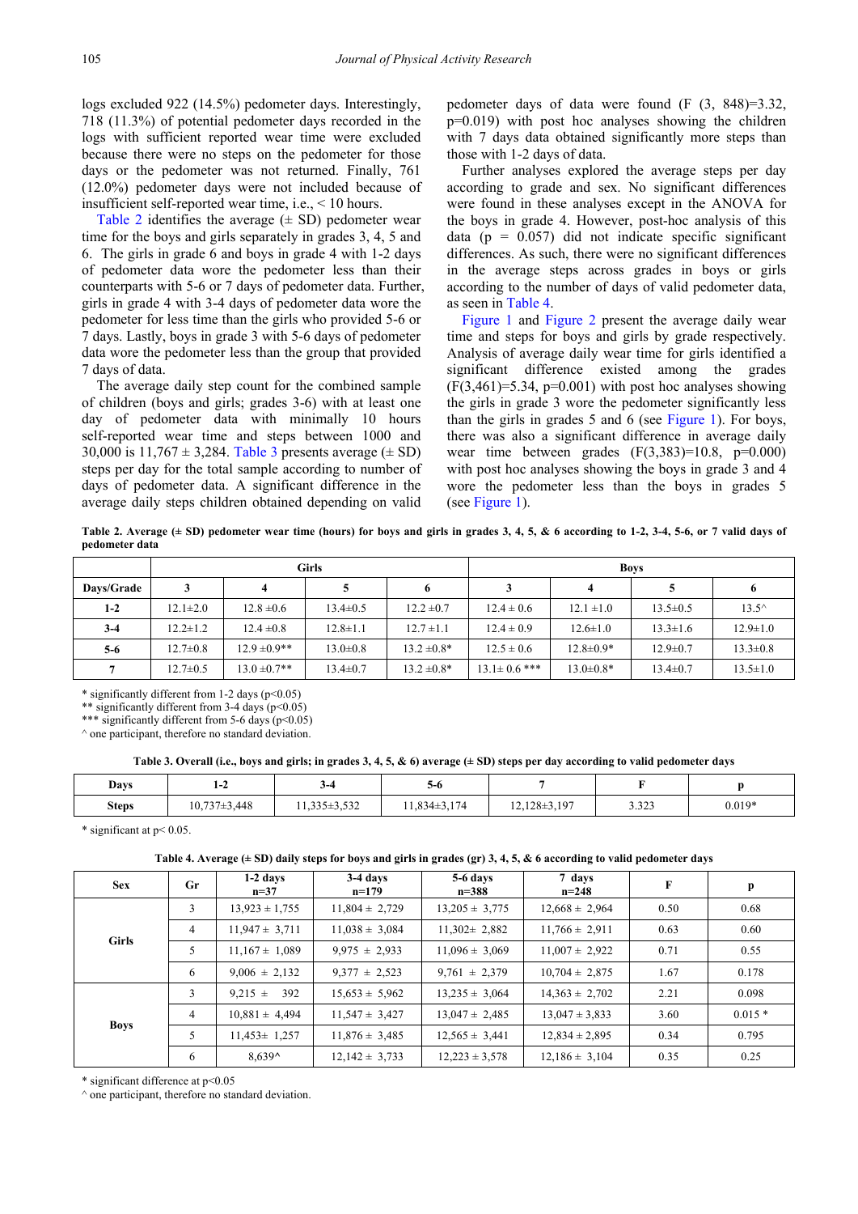logs excluded 922 (14.5%) pedometer days. Interestingly, 718 (11.3%) of potential pedometer days recorded in the logs with sufficient reported wear time were excluded because there were no steps on the pedometer for those days or the pedometer was not returned. Finally, 761 (12.0%) pedometer days were not included because of insufficient self-reported wear time, i.e., < 10 hours.

Table 2 identifies the average (± SD) pedometer wear time for the boys and girls separately in grades 3, 4, 5 and 6. The girls in grade 6 and boys in grade 4 with 1-2 days of pedometer data wore the pedometer less than their counterparts with 5-6 or 7 days of pedometer data. Further, girls in grade 4 with 3-4 days of pedometer data wore the pedometer for less time than the girls who provided 5-6 or 7 days. Lastly, boys in grade 3 with 5-6 days of pedometer data wore the pedometer less than the group that provided 7 days of data.

The average daily step count for the combined sample of children (boys and girls; grades 3-6) with at least one day of pedometer data with minimally 10 hours self-reported wear time and steps between 1000 and 30,000 is 11,767 ± 3,284. Table 3 presents average (± SD) steps per day for the total sample according to number of days of pedometer data. A significant difference in the average daily steps children obtained depending on valid pedometer days of data were found ($F(3, 848)=3.32$, $p=0.019$) with post hoc analyses showing the children with 7 days data obtained significantly more steps than those with 1-2 days of data.

Further analyses explored the average steps per day according to grade and sex. No significant differences were found in these analyses except in the ANOVA for the boys in grade 4. However, post-hoc analysis of this data ($p = 0.057$) did not indicate specific significant differences. As such, there were no significant differences in the average steps across grades in boys or girls according to the number of days of valid pedometer data, as seen in Table 4.

Figure 1 and Figure 2 present the average daily wear time and steps for boys and girls by grade respectively. Analysis of average daily wear time for girls identified a significant difference existed among the grades ($F(3,461)=5.34$, $p=0.001$) with post hoc analyses showing the girls in grade 3 wore the pedometer significantly less than the girls in grades 5 and 6 (see Figure 1). For boys, there was also a significant difference in average daily wear time between grades ($F(3,383)=10.8$, $p=0.000$) with post hoc analyses showing the boys in grade 3 and 4 wore the pedometer less than the boys in grades 5 (see Figure 1).

**Table 2. Average (± SD) pedometer wear time (hours) for boys and girls in grades 3, 4, 5, & 6 according to 1-2, 3-4, 5-6, or 7 valid days of pedometer data**

| | Girls | | | | Boys | | | |
|---|---|---|---|---|---|---|---|---|
| **Days/Grade** | **3** | **4** | **5** | **6** | **3** | **4** | **5** | **6** |
| **1-2** | 12.1±2.0 | 12.8 ±0.6 | 13.4±0.5 | 12.2 ±0.7 | 12.4 ± 0.6 | 12.1 ±1.0 | 13.5±0.5 | 13.5^ |
| **3-4** | 12.2±1.2 | 12.4 ±0.8 | 12.8±1.1 | 12.7 ±1.1 | 12.4 ± 0.9 | 12.6±1.0 | 13.3±1.6 | 12.9±1.0 |
| **5-6** | 12.7±0.8 | 12.9 ±0.9** | 13.0±0.8 | 13.2 ±0.8* | 12.5 ± 0.6 | 12.8±0.9* | 12.9±0.7 | 13.3±0.8 |
| **7** | 12.7±0.5 | 13.0 ±0.7** | 13.4±0.7 | 13.2 ±0.8* | 13.1± 0.6 *** | 13.0±0.8* | 13.4±0.7 | 13.5±1.0 |

\* significantly different from 1-2 days ($p<0.05$)
\*\* significantly different from 3-4 days ($p<0.05$)
\*\*\* significantly different from 5-6 days ($p<0.05$)
^ one participant, therefore no standard deviation.

**Table 3. Overall (i.e., boys and girls; in grades 3, 4, 5, & 6) average (± SD) steps per day according to valid pedometer days**

| Days | 1-2 | 3-4 | 5-6 | 7 | F | p |
|---|---|---|---|---|---|---|
| Steps | 10,737±3,448 | 11,335±3,532 | 11,834±3,174 | 12,128±3,197 | 3.323 | 0.019* |

\* significant at $p< 0.05$.

**Table 4. Average (± SD) daily steps for boys and girls in grades (gr) 3, 4, 5, & 6 according to valid pedometer days**

| Sex | Gr | 1-2 days n=37 | 3-4 days n=179 | 5-6 days n=388 | 7 days n=248 | F | p |
|---|---|---|---|---|---|---|---|
| Girls | 3 | 13,923 ± 1,755 | 11,804 ± 2,729 | 13,205 ± 3,775 | 12,668 ± 2,964 | 0.50 | 0.68 |
| | 4 | 11,947 ± 3,711 | 11,038 ± 3,084 | 11,302± 2,882 | 11,766 ± 2,911 | 0.63 | 0.60 |
| | 5 | 11,167 ± 1,089 | 9,975 ± 2,933 | 11,096 ± 3,069 | 11,007 ± 2,922 | 0.71 | 0.55 |
| | 6 | 9,006 ± 2,132 | 9,377 ± 2,523 | 9,761 ± 2,379 | 10,704 ± 2,875 | 1.67 | 0.178 |
| Boys | 3 | 9,215 ± 392 | 15,653 ± 5,962 | 13,235 ± 3,064 | 14,363 ± 2,702 | 2.21 | 0.098 |
| | 4 | 10,881 ± 4,494 | 11,547 ± 3,427 | 13,047 ± 2,485 | 13,047 ± 3,833 | 3.60 | 0.015 * |
| | 5 | 11,453± 1,257 | 11,876 ± 3,485 | 12,565 ± 3,441 | 12,834 ± 2,895 | 0.34 | 0.795 |
| | 6 | 8,639^ | 12,142 ± 3,733 | 12,223 ± 3,578 | 12,186 ± 3,104 | 0.35 | 0.25 |

\* significant difference at $p<0.05$
^ one participant, therefore no standard deviation.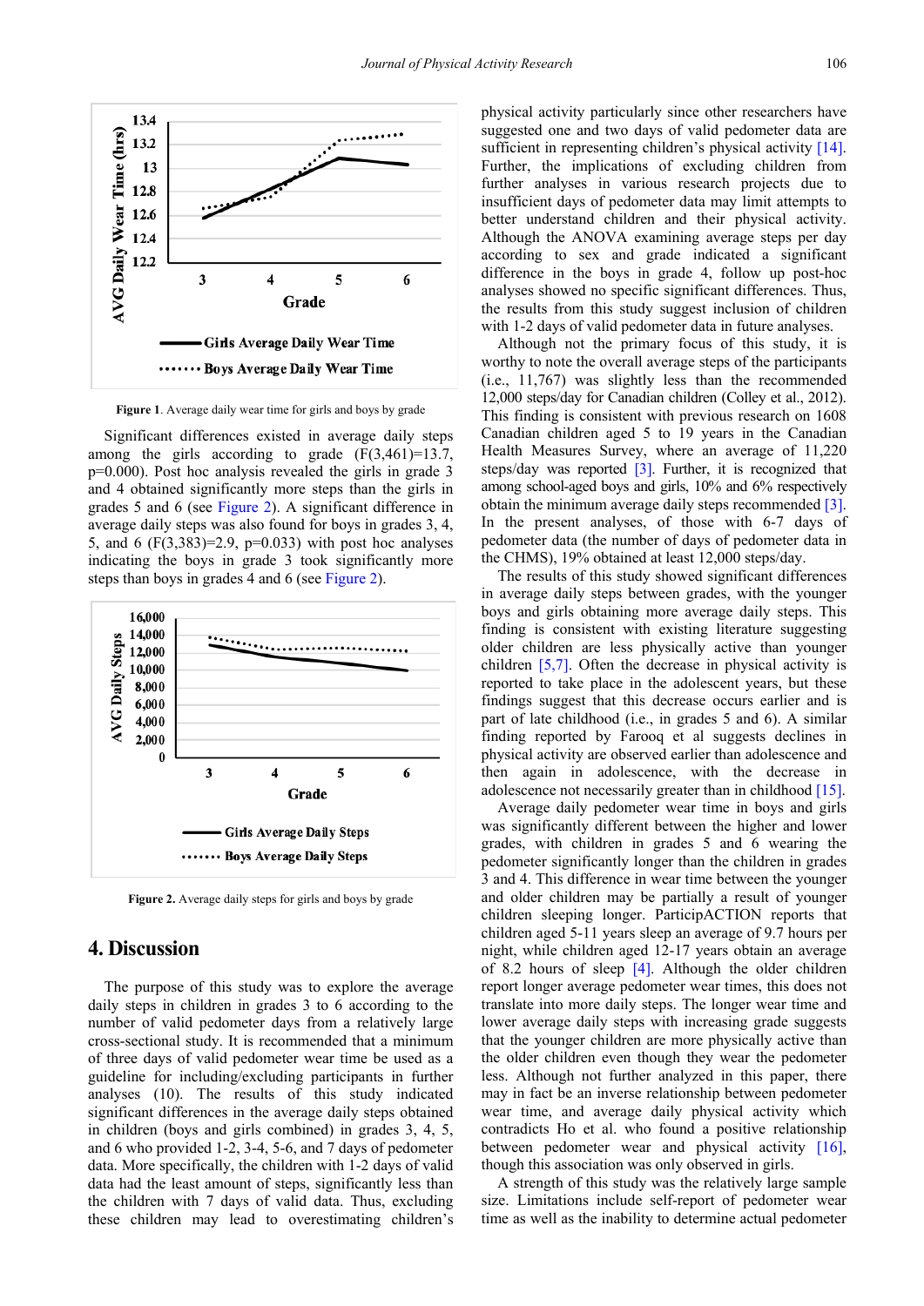Figure 1. Average daily wear time for girls and boys by grade

Significant differences existed in average daily steps among the girls according to grade ($F(3,461)=13.7$, $p=0.000$). Post hoc analysis revealed the girls in grade 3 and 4 obtained significantly more steps than the girls in grades 5 and 6 (see Figure 2). A significant difference in average daily steps was also found for boys in grades 3, 4, 5, and 6 ($F(3,383)=2.9$, $p=0.033$) with post hoc analyses indicating the boys in grade 3 took significantly more steps than boys in grades 4 and 6 (see Figure 2).

Figure 2. Average daily steps for girls and boys by grade

## 4. Discussion

The purpose of this study was to explore the average daily steps in children in grades 3 to 6 according to the number of valid pedometer days from a relatively large cross-sectional study. It is recommended that a minimum of three days of valid pedometer wear time be used as a guideline for including/excluding participants in further analyses (10). The results of this study indicated significant differences in the average daily steps obtained in children (boys and girls combined) in grades 3, 4, 5, and 6 who provided 1-2, 3-4, 5-6, and 7 days of pedometer data. More specifically, the children with 1-2 days of valid data had the least amount of steps, significantly less than the children with 7 days of valid data. Thus, excluding these children may lead to overestimating children's physical activity particularly since other researchers have suggested one and two days of valid pedometer data are sufficient in representing children's physical activity [14]. Further, the implications of excluding children from further analyses in various research projects due to insufficient days of pedometer data may limit attempts to better understand children and their physical activity. Although the ANOVA examining average steps per day according to sex and grade indicated a significant difference in the boys in grade 4, follow up post-hoc analyses showed no specific significant differences. Thus, the results from this study suggest inclusion of children with 1-2 days of valid pedometer data in future analyses.

Although not the primary focus of this study, it is worthy to note the overall average steps of the participants (i.e., 11,767) was slightly less than the recommended 12,000 steps/day for Canadian children (Colley et al., 2012). This finding is consistent with previous research on 1608 Canadian children aged 5 to 19 years in the Canadian Health Measures Survey, where an average of 11,220 steps/day was reported [3]. Further, it is recognized that among school-aged boys and girls, 10% and 6% respectively obtain the minimum average daily steps recommended [3]. In the present analyses, of those with 6-7 days of pedometer data (the number of days of pedometer data in the CHMS), 19% obtained at least 12,000 steps/day.

The results of this study showed significant differences in average daily steps between grades, with the younger boys and girls obtaining more average daily steps. This finding is consistent with existing literature suggesting older children are less physically active than younger children [5,7]. Often the decrease in physical activity is reported to take place in the adolescent years, but these findings suggest that this decrease occurs earlier and is part of late childhood (i.e., in grades 5 and 6). A similar finding reported by Farooq et al suggests declines in physical activity are observed earlier than adolescence and then again in adolescence, with the decrease in adolescence not necessarily greater than in childhood [15].

Average daily pedometer wear time in boys and girls was significantly different between the higher and lower grades, with children in grades 5 and 6 wearing the pedometer significantly longer than the children in grades 3 and 4. This difference in wear time between the younger and older children may be partially a result of younger children sleeping longer. ParticipACTION reports that children aged 5-11 years sleep an average of 9.7 hours per night, while children aged 12-17 years obtain an average of 8.2 hours of sleep [4]. Although the older children report longer average pedometer wear times, this does not translate into more daily steps. The longer wear time and lower average daily steps with increasing grade suggests that the younger children are more physically active than the older children even though they wear the pedometer less. Although not further analyzed in this paper, there may in fact be an inverse relationship between pedometer wear time, and average daily physical activity which contradicts Ho et al. who found a positive relationship between pedometer wear and physical activity [16], though this association was only observed in girls.

A strength of this study was the relatively large sample size. Limitations include self-report of pedometer wear time as well as the inability to determine actual pedometer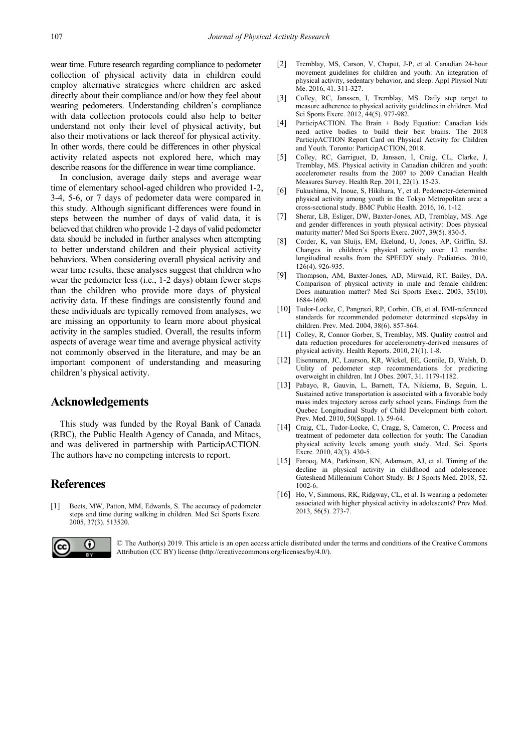wear time. Future research regarding compliance to pedometer collection of physical activity data in children could employ alternative strategies where children are asked directly about their compliance and/or how they feel about wearing pedometers. Understanding children's compliance with data collection protocols could also help to better understand not only their level of physical activity, but also their motivations or lack thereof for physical activity. In other words, there could be differences in other physical activity related aspects not explored here, which may describe reasons for the difference in wear time compliance.

In conclusion, average daily steps and average wear time of elementary school-aged children who provided 1-2, 3-4, 5-6, or 7 days of pedometer data were compared in this study. Although significant differences were found in steps between the number of days of valid data, it is believed that children who provide 1-2 days of valid pedometer data should be included in further analyses when attempting to better understand children and their physical activity behaviors. When considering overall physical activity and wear time results, these analyses suggest that children who wear the pedometer less (i.e., 1-2 days) obtain fewer steps than the children who provide more days of physical activity data. If these findings are consistently found and these individuals are typically removed from analyses, we are missing an opportunity to learn more about physical activity in the samples studied. Overall, the results inform aspects of average wear time and average physical activity not commonly observed in the literature, and may be an important component of understanding and measuring children's physical activity.

## Acknowledgements

This study was funded by the Royal Bank of Canada (RBC), the Public Health Agency of Canada, and Mitacs, and was delivered in partnership with ParticipACTION. The authors have no competing interests to report.

## References

[1] Beets, MW, Patton, MM, Edwards, S. The accuracy of pedometer steps and time during walking in children. Med Sci Sports Exerc. 2005, 37(3). 513520.

[2] Tremblay, MS, Carson, V, Chaput, J-P, et al. Canadian 24-hour movement guidelines for children and youth: An integration of physical activity, sedentary behavior, and sleep. Appl Physiol Nutr Me. 2016, 41. 311-327.

[3] Colley, RC, Janssen, I, Tremblay, MS. Daily step target to measure adherence to physical activity guidelines in children. Med Sci Sports Exerc. 2012, 44(5). 977-982.

[4] ParticipACTION. The Brain + Body Equation: Canadian kids need active bodies to build their best brains. The 2018 ParticipACTION Report Card on Physical Activity for Children and Youth. Toronto: ParticipACTION, 2018.

[5] Colley, RC, Garriguet, D, Janssen, I, Craig, CL, Clarke, J, Tremblay, MS. Physical activity in Canadian children and youth: accelerometer results from the 2007 to 2009 Canadian Health Measures Survey. Health Rep. 2011, 22(1). 15-23.

[6] Fukushima, N, Inoue, S, Hikihara, Y, et al. Pedometer-determined physical activity among youth in the Tokyo Metropolitan area: a cross-sectional study. BMC Public Health. 2016, 16. 1-12.

[7] Sherar, LB, Esliger, DW, Baxter-Jones, AD, Tremblay, MS. Age and gender differences in youth physical activity: Does physical maturity matter? Med Sci Sports Exerc. 2007, 39(5). 830-5.

[8] Corder, K, van Sluijs, EM, Ekelund, U, Jones, AP, Griffin, SJ. Changes in children's physical activity over 12 months: longitudinal results from the SPEEDY study. Pediatrics. 2010, 126(4). 926-935.

[9] Thompson, AM, Baxter-Jones, AD, Mirwald, RT, Bailey, DA. Comparison of physical activity in male and female children: Does maturation matter? Med Sci Sports Exerc. 2003, 35(10). 1684-1690.

[10] Tudor-Locke, C, Pangrazi, RP, Corbin, CB, et al. BMI-referenced standards for recommended pedometer determined steps/day in children. Prev. Med. 2004, 38(6). 857-864.

[11] Colley, R, Connor Gorber, S, Tremblay, MS. Quality control and data reduction procedures for accelerometry-derived measures of physical activity. Health Reports. 2010, 21(1). 1-8.

[12] Eisenmann, JC, Laurson, KR, Wickel, EE, Gentile, D, Walsh, D. Utility of pedometer step recommendations for predicting overweight in children. Int J Obes. 2007, 31. 1179-1182.

[13] Pabayo, R, Gauvin, L, Barnett, TA, Nikiema, B, Seguin, L. Sustained active transportation is associated with a favorable body mass index trajectory across early school years. Findings from the Quebec Longitudinal Study of Child Development birth cohort. Prev. Med. 2010, 50(Suppl. 1). 59-64.

[14] Craig, CL, Tudor-Locke, C, Cragg, S, Cameron, C. Process and treatment of pedometer data collection for youth: The Canadian physical activity levels among youth study. Med. Sci. Sports Exerc. 2010, 42(3). 430-5.

[15] Farooq, MA, Parkinson, KN, Adamson, AJ, et al. Timing of the decline in physical activity in childhood and adolescence: Gateshead Millennium Cohort Study. Br J Sports Med. 2018, 52. 1002-6.

[16] Ho, V, Simmons, RK, Ridgway, CL, et al. Is wearing a pedometer associated with higher physical activity in adolescents? Prev Med. 2013, 56(5). 273-7.

© The Author(s) 2019. This article is an open access article distributed under the terms and conditions of the Creative Commons Attribution (CC BY) license (http://creativecommons.org/licenses/by/4.0/).